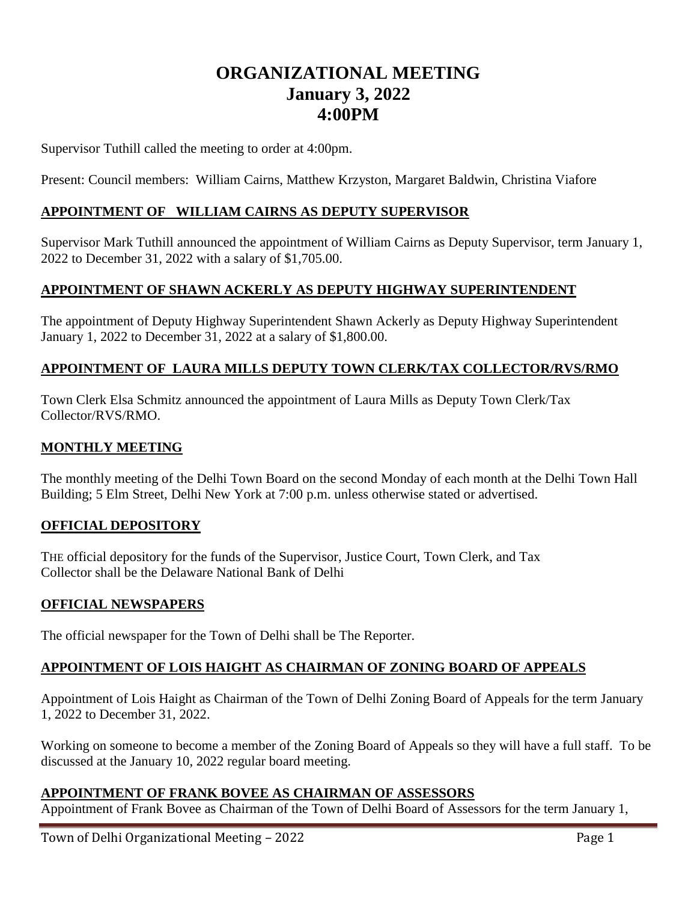# ORGANIZATIONAL MEETING
# January 3, 2022
# 4:00PM

Supervisor Tuthill called the meeting to order at 4:00pm.

Present: Council members: William Cairns, Matthew Krzyston, Margaret Baldwin, Christina Viafore

## APPOINTMENT OF WILLIAM CAIRNS AS DEPUTY SUPERVISOR

Supervisor Mark Tuthill announced the appointment of William Cairns as Deputy Supervisor, term January 1, 2022 to December 31, 2022 with a salary of $1,705.00.

## APPOINTMENT OF SHAWN ACKERLY AS DEPUTY HIGHWAY SUPERINTENDENT

The appointment of Deputy Highway Superintendent Shawn Ackerly as Deputy Highway Superintendent January 1, 2022 to December 31, 2022 at a salary of $1,800.00.

## APPOINTMENT OF LAURA MILLS DEPUTY TOWN CLERK/TAX COLLECTOR/RVS/RMO

Town Clerk Elsa Schmitz announced the appointment of Laura Mills as Deputy Town Clerk/Tax Collector/RVS/RMO.

## MONTHLY MEETING

The monthly meeting of the Delhi Town Board on the second Monday of each month at the Delhi Town Hall Building; 5 Elm Street, Delhi New York at 7:00 p.m. unless otherwise stated or advertised.

## OFFICIAL DEPOSITORY

THE official depository for the funds of the Supervisor, Justice Court, Town Clerk, and Tax Collector shall be the Delaware National Bank of Delhi

## OFFICIAL NEWSPAPERS

The official newspaper for the Town of Delhi shall be The Reporter.

## APPOINTMENT OF LOIS HAIGHT AS CHAIRMAN OF ZONING BOARD OF APPEALS

Appointment of Lois Haight as Chairman of the Town of Delhi Zoning Board of Appeals for the term January 1, 2022 to December 31, 2022.

Working on someone to become a member of the Zoning Board of Appeals so they will have a full staff. To be discussed at the January 10, 2022 regular board meeting.

## APPOINTMENT OF FRANK BOVEE AS CHAIRMAN OF ASSESSORS

Appointment of Frank Bovee as Chairman of the Town of Delhi Board of Assessors for the term January 1,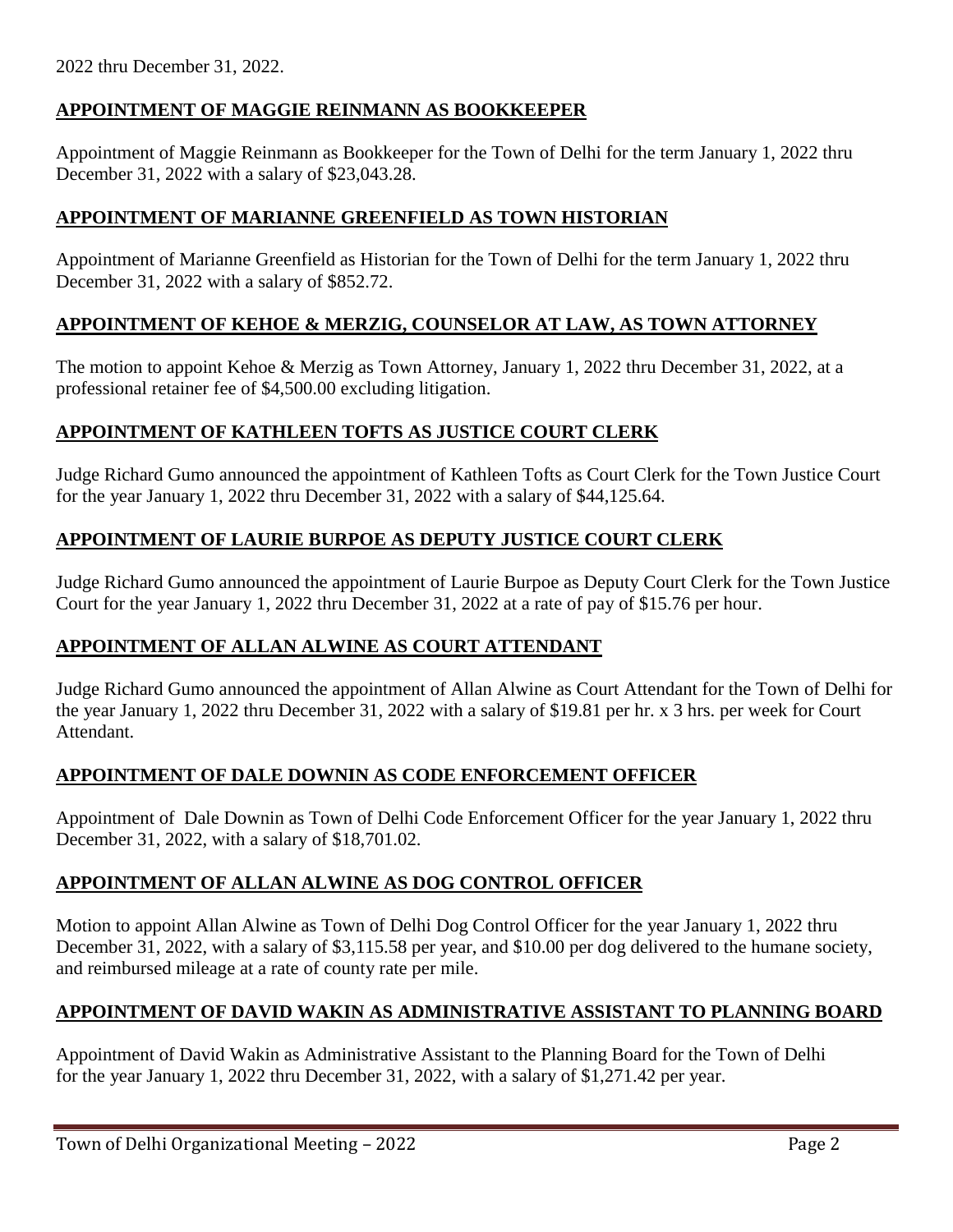2022 thru December 31, 2022.

## **APPOINTMENT OF MAGGIE REINMANN AS BOOKKEEPER**

Appointment of Maggie Reinmann as Bookkeeper for the Town of Delhi for the term January 1, 2022 thru December 31, 2022 with a salary of $23,043.28.

## **APPOINTMENT OF MARIANNE GREENFIELD AS TOWN HISTORIAN**

Appointment of Marianne Greenfield as Historian for the Town of Delhi for the term January 1, 2022 thru December 31, 2022 with a salary of $852.72.

## **APPOINTMENT OF KEHOE & MERZIG, COUNSELOR AT LAW, AS TOWN ATTORNEY**

The motion to appoint Kehoe & Merzig as Town Attorney, January 1, 2022 thru December 31, 2022, at a professional retainer fee of $4,500.00 excluding litigation.

## **APPOINTMENT OF KATHLEEN TOFTS AS JUSTICE COURT CLERK**

Judge Richard Gumo announced the appointment of Kathleen Tofts as Court Clerk for the Town Justice Court for the year January 1, 2022 thru December 31, 2022 with a salary of $44,125.64.

## **APPOINTMENT OF LAURIE BURPOE AS DEPUTY JUSTICE COURT CLERK**

Judge Richard Gumo announced the appointment of Laurie Burpoe as Deputy Court Clerk for the Town Justice Court for the year January 1, 2022 thru December 31, 2022 at a rate of pay of $15.76 per hour.

## **APPOINTMENT OF ALLAN ALWINE AS COURT ATTENDANT**

Judge Richard Gumo announced the appointment of Allan Alwine as Court Attendant for the Town of Delhi for the year January 1, 2022 thru December 31, 2022 with a salary of $19.81 per hr. x 3 hrs. per week for Court Attendant.

## **APPOINTMENT OF DALE DOWNIN AS CODE ENFORCEMENT OFFICER**

Appointment of Dale Downin as Town of Delhi Code Enforcement Officer for the year January 1, 2022 thru December 31, 2022, with a salary of $18,701.02.

## **APPOINTMENT OF ALLAN ALWINE AS DOG CONTROL OFFICER**

Motion to appoint Allan Alwine as Town of Delhi Dog Control Officer for the year January 1, 2022 thru December 31, 2022, with a salary of $3,115.58 per year, and $10.00 per dog delivered to the humane society, and reimbursed mileage at a rate of county rate per mile.

## **APPOINTMENT OF DAVID WAKIN AS ADMINISTRATIVE ASSISTANT TO PLANNING BOARD**

Appointment of David Wakin as Administrative Assistant to the Planning Board for the Town of Delhi for the year January 1, 2022 thru December 31, 2022, with a salary of $1,271.42 per year.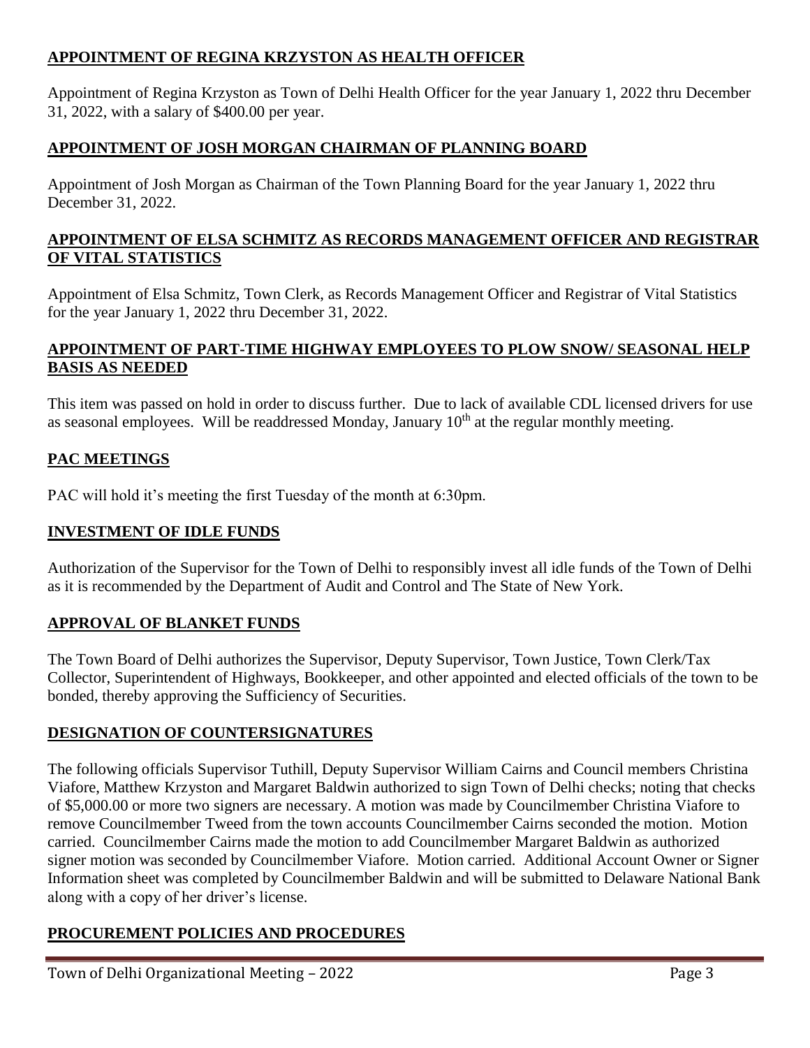**APPOINTMENT OF REGINA KRZYSTON AS HEALTH OFFICER**

Appointment of Regina Krzyston as Town of Delhi Health Officer for the year January 1, 2022 thru December 31, 2022, with a salary of $400.00 per year.

**APPOINTMENT OF JOSH MORGAN CHAIRMAN OF PLANNING BOARD**

Appointment of Josh Morgan as Chairman of the Town Planning Board for the year January 1, 2022 thru December 31, 2022.

**APPOINTMENT OF ELSA SCHMITZ AS RECORDS MANAGEMENT OFFICER AND REGISTRAR OF VITAL STATISTICS**

Appointment of Elsa Schmitz, Town Clerk, as Records Management Officer and Registrar of Vital Statistics for the year January 1, 2022 thru December 31, 2022.

**APPOINTMENT OF PART-TIME HIGHWAY EMPLOYEES TO PLOW SNOW/ SEASONAL HELP BASIS AS NEEDED**

This item was passed on hold in order to discuss further. Due to lack of available CDL licensed drivers for use as seasonal employees. Will be readdressed Monday, January 10th at the regular monthly meeting.

**PAC MEETINGS**

PAC will hold it's meeting the first Tuesday of the month at 6:30pm.

**INVESTMENT OF IDLE FUNDS**

Authorization of the Supervisor for the Town of Delhi to responsibly invest all idle funds of the Town of Delhi as it is recommended by the Department of Audit and Control and The State of New York.

**APPROVAL OF BLANKET FUNDS**

The Town Board of Delhi authorizes the Supervisor, Deputy Supervisor, Town Justice, Town Clerk/Tax Collector, Superintendent of Highways, Bookkeeper, and other appointed and elected officials of the town to be bonded, thereby approving the Sufficiency of Securities.

**DESIGNATION OF COUNTERSIGNATURES**

The following officials Supervisor Tuthill, Deputy Supervisor William Cairns and Council members Christina Viafore, Matthew Krzyston and Margaret Baldwin authorized to sign Town of Delhi checks; noting that checks of $5,000.00 or more two signers are necessary. A motion was made by Councilmember Christina Viafore to remove Councilmember Tweed from the town accounts Councilmember Cairns seconded the motion. Motion carried. Councilmember Cairns made the motion to add Councilmember Margaret Baldwin as authorized signer motion was seconded by Councilmember Viafore. Motion carried. Additional Account Owner or Signer Information sheet was completed by Councilmember Baldwin and will be submitted to Delaware National Bank along with a copy of her driver's license.

**PROCUREMENT POLICIES AND PROCEDURES**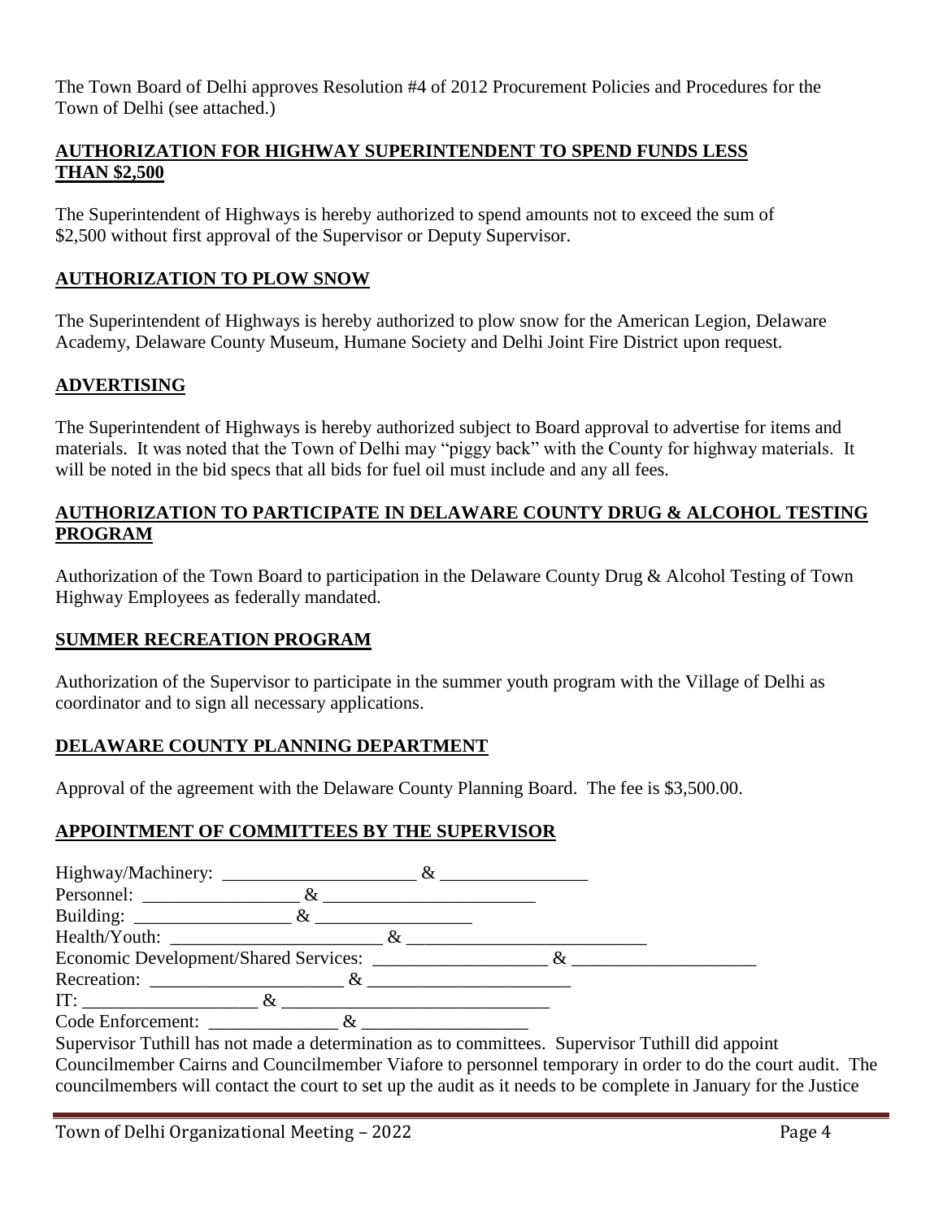The Town Board of Delhi approves Resolution #4 of 2012 Procurement Policies and Procedures for the Town of Delhi (see attached.)

## **AUTHORIZATION FOR HIGHWAY SUPERINTENDENT TO SPEND FUNDS LESS THAN $2,500**

The Superintendent of Highways is hereby authorized to spend amounts not to exceed the sum of $2,500 without first approval of the Supervisor or Deputy Supervisor.

## **AUTHORIZATION TO PLOW SNOW**

The Superintendent of Highways is hereby authorized to plow snow for the American Legion, Delaware Academy, Delaware County Museum, Humane Society and Delhi Joint Fire District upon request.

## **ADVERTISING**

The Superintendent of Highways is hereby authorized subject to Board approval to advertise for items and materials. It was noted that the Town of Delhi may "piggy back" with the County for highway materials. It will be noted in the bid specs that all bids for fuel oil must include and any all fees.

## **AUTHORIZATION TO PARTICIPATE IN DELAWARE COUNTY DRUG & ALCOHOL TESTING PROGRAM**

Authorization of the Town Board to participation in the Delaware County Drug & Alcohol Testing of Town Highway Employees as federally mandated.

## **SUMMER RECREATION PROGRAM**

Authorization of the Supervisor to participate in the summer youth program with the Village of Delhi as coordinator and to sign all necessary applications.

## **DELAWARE COUNTY PLANNING DEPARTMENT**

Approval of the agreement with the Delaware County Planning Board. The fee is $3,500.00.

## **APPOINTMENT OF COMMITTEES BY THE SUPERVISOR**

Highway/Machinery: _____________________ & ________________
Personnel: _________________ & _______________________
Building: _________________ & _________________
Health/Youth: _______________________ & __________________________
Economic Development/Shared Services: ___________________ & ____________________
Recreation: _____________________ & ______________________
IT: ___________________ & ______________________________
Code Enforcement: ______________ & __________________

Supervisor Tuthill has not made a determination as to committees. Supervisor Tuthill did appoint Councilmember Cairns and Councilmember Viafore to personnel temporary in order to do the court audit. The councilmembers will contact the court to set up the audit as it needs to be complete in January for the Justice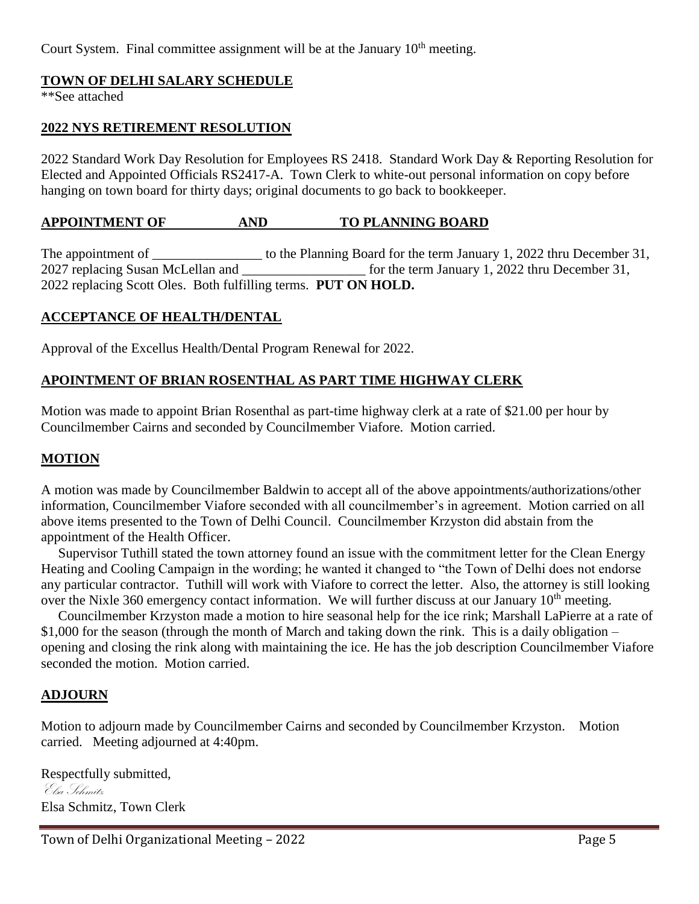Court System. Final committee assignment will be at the January 10[th] meeting.

**TOWN OF DELHI SALARY SCHEDULE**

**See attached

**2022 NYS RETIREMENT RESOLUTION**

2022 Standard Work Day Resolution for Employees RS 2418. Standard Work Day & Reporting Resolution for Elected and Appointed Officials RS2417-A. Town Clerk to white-out personal information on copy before hanging on town board for thirty days; original documents to go back to bookkeeper.

**APPOINTMENT OF \_\_\_\_\_\_\_\_\_\_ AND \_\_\_\_\_\_\_\_\_\_ TO PLANNING BOARD**

The appointment of \_\_\_\_\_\_\_\_\_\_\_\_\_\_\_\_ to the Planning Board for the term January 1, 2022 thru December 31, 2027 replacing Susan McLellan and \_\_\_\_\_\_\_\_\_\_\_\_\_\_\_\_\_\_ for the term January 1, 2022 thru December 31, 2022 replacing Scott Oles. Both fulfilling terms. **PUT ON HOLD.**

**ACCEPTANCE OF HEALTH/DENTAL**

Approval of the Excellus Health/Dental Program Renewal for 2022.

**APOINTMENT OF BRIAN ROSENTHAL AS PART TIME HIGHWAY CLERK**

Motion was made to appoint Brian Rosenthal as part-time highway clerk at a rate of $21.00 per hour by Councilmember Cairns and seconded by Councilmember Viafore. Motion carried.

**MOTION**

A motion was made by Councilmember Baldwin to accept all of the above appointments/authorizations/other information, Councilmember Viafore seconded with all councilmember's in agreement. Motion carried on all above items presented to the Town of Delhi Council. Councilmember Krzyston did abstain from the appointment of the Health Officer.

Supervisor Tuthill stated the town attorney found an issue with the commitment letter for the Clean Energy Heating and Cooling Campaign in the wording; he wanted it changed to "the Town of Delhi does not endorse any particular contractor. Tuthill will work with Viafore to correct the letter. Also, the attorney is still looking over the Nixle 360 emergency contact information. We will further discuss at our January 10[th] meeting.

Councilmember Krzyston made a motion to hire seasonal help for the ice rink; Marshall LaPierre at a rate of $1,000 for the season (through the month of March and taking down the rink. This is a daily obligation – opening and closing the rink along with maintaining the ice. He has the job description Councilmember Viafore seconded the motion. Motion carried.

**ADJOURN**

Motion to adjourn made by Councilmember Cairns and seconded by Councilmember Krzyston. Motion carried. Meeting adjourned at 4:40pm.

Respectfully submitted,

*Elsa Schmitz*

Elsa Schmitz, Town Clerk